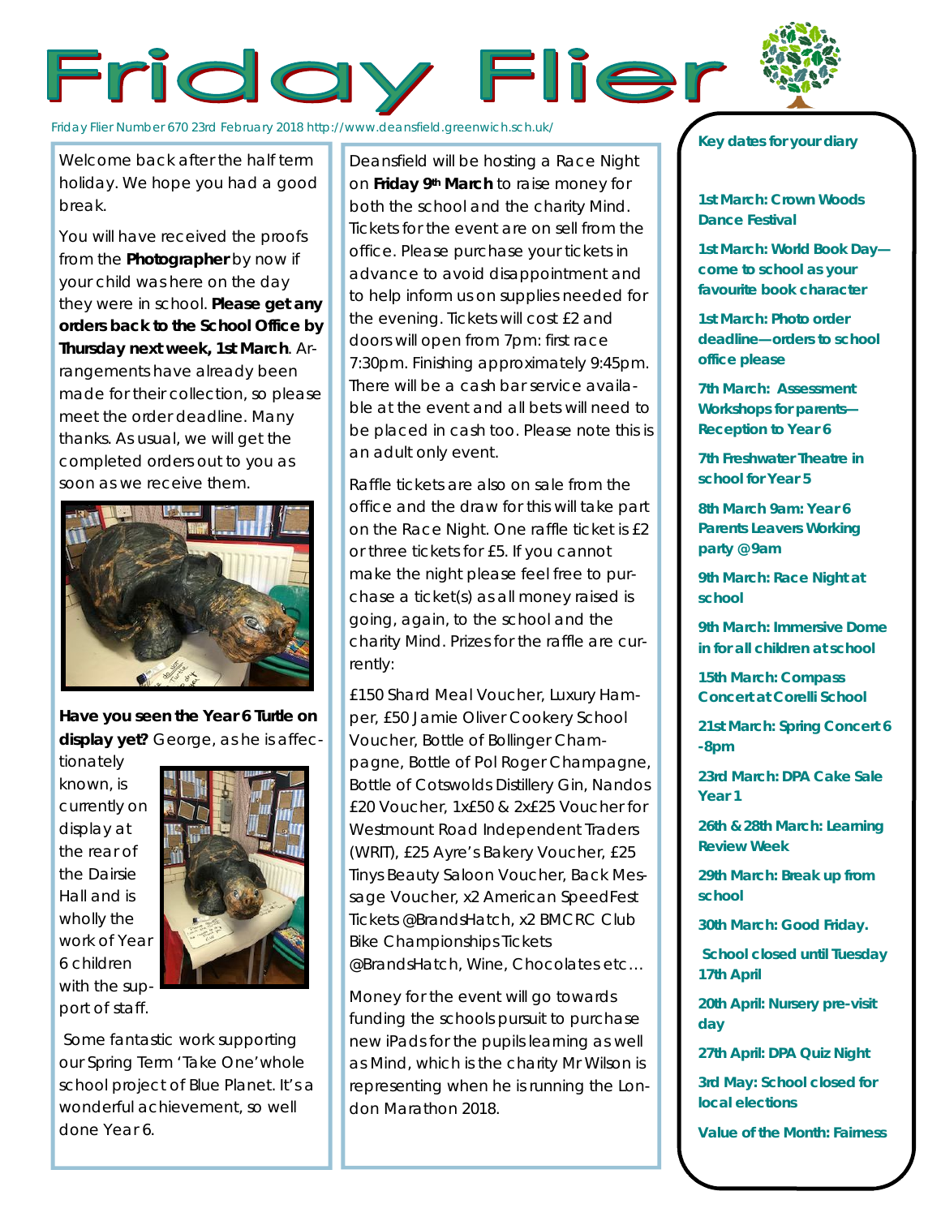# Friday Flier

Friday Flier Number 670 23rd February 2018 http://www.deansfield.greenwich.sch.uk/

Welcome back after the half term holiday. We hope you had a good break.

You will have received the proofs from the **Photographer** by now if your child was here on the day they were in school. **Please get any orders back to the School Office by Thursday next week, 1st March**. Arrangements have already been made for their collection, so please meet the order deadline. Many thanks. As usual, we will get the completed orders out to you as soon as we receive them.

**Have you seen the Year 6 Turtle on display yet?** George, as he is affectionately known, is currently on display at the rear of the Dairsie Hall and is wholly the work of Year 6 children with the support of staff.

Some fantastic work supporting our Spring Term 'Take One' whole school project of Blue Planet. It's a wonderful achievement, so well done Year 6.

Deansfield will be hosting a Race Night on **Friday 9th March** to raise money for both the school and the charity Mind. Tickets for the event are on sell from the office. Please purchase your tickets in advance to avoid disappointment and to help inform us on supplies needed for the evening. Tickets will cost £2 and doors will open from 7pm: first race 7:30pm. Finishing approximately 9:45pm. There will be a cash bar service available at the event and all bets will need to be placed in cash too. Please note this is an adult only event.

Raffle tickets are also on sale from the office and the draw for this will take part on the Race Night. One raffle ticket is £2 or three tickets for £5. If you cannot make the night please feel free to purchase a ticket(s) as all money raised is going, again, to the school and the charity Mind. Prizes for the raffle are currently:

£150 Shard Meal Voucher, Luxury Hamper, £50 Jamie Oliver Cookery School Voucher, Bottle of Bollinger Champagne, Bottle of Pol Roger Champagne, Bottle of Cotswolds Distillery Gin, Nandos £20 Voucher, 1x£50 & 2x£25 Voucher for Westmount Road Independent Traders (WRIT), £25 Ayre's Bakery Voucher, £25 Tinys Beauty Saloon Voucher, Back Message Voucher, x2 American SpeedFest Tickets @BrandsHatch, x2 BMCRC Club Bike Championships Tickets @BrandsHatch, Wine, Chocolates etc…

Money for the event will go towards funding the schools pursuit to purchase new iPads for the pupils learning as well as Mind, which is the charity Mr Wilson is representing when he is running the London Marathon 2018.

## Key dates for your diary

**1st March: Crown Woods Dance Festival**

**1st March: World Book Day—come to school as your favourite book character**

**1st March: Photo order deadline—orders to school office please**

**7th March: Assessment Workshops for parents—Reception to Year 6**

**7th Freshwater Theatre in school for Year 5**

**8th March 9am: Year 6 Parents Leavers Working party @9am**

**9th March: Race Night at school**

**9th March: Immersive Dome in for all children at school**

**15th March: Compass Concert at Corelli School**

**21st March: Spring Concert 6-8pm**

**23rd March: DPA Cake Sale Year 1**

**26th & 28th March: Learning Review Week**

**29th March: Break up from school**

**30th March: Good Friday.**

**School closed until Tuesday 17th April**

**20th April: Nursery pre-visit day**

**27th April: DPA Quiz Night**

**3rd May: School closed for local elections**

**Value of the Month: Fairness**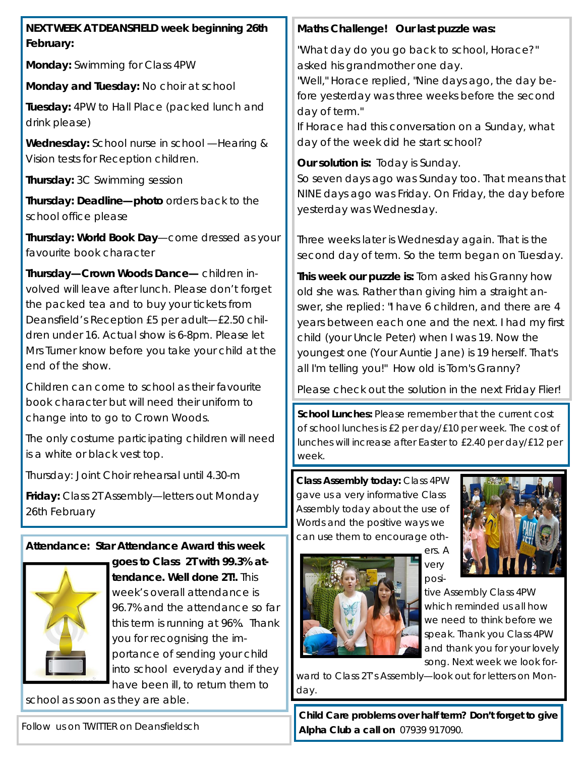**NEXT WEEK AT DEANSFIELD week beginning 26th February:**

**Monday:** Swimming for Class 4PW

**Monday and Tuesday:** No choir at school

**Tuesday:** 4PW to Hall Place (packed lunch and drink please)

**Wednesday:** School nurse in school —Hearing & Vision tests for Reception children.

**Thursday:** 3C Swimming session

**Thursday: Deadline—photo** orders back to the school office please

**Thursday: World Book Day**—come dressed as your favourite book character

**Thursday—Crown Woods Dance—** children involved will leave after lunch. Please don't forget the packed tea and to buy your tickets from Deansfield's Reception £5 per adult—£2.50 children under 16. Actual show is 6-8pm. Please let Mrs Turner know before you take your child at the end of the show.

Children can come to school as their favourite book character but will need their uniform to change into to go to Crown Woods.

The only costume participating children will need is a white or black vest top.

Thursday: Joint Choir rehearsal until 4.30-m

**Friday:** Class 2T Assembly—letters out Monday 26th February

**Attendance: Star Attendance Award this week goes to Class 2T with 99.3% attendance. Well done 2T!.** This week's overall attendance is 96.7% and the attendance so far this term is running at 96%. Thank you for recognising the importance of sending your child into school everyday and if they have been ill, to return them to school as soon as they are able.

Follow us on TWITTER on Deansfieldsch

**Maths Challenge! Our last puzzle was:**

"What day do you go back to school, Horace?" asked his grandmother one day.
"Well," Horace replied, "Nine days ago, the day before yesterday was three weeks before the second day of term."
If Horace had this conversation on a Sunday, what day of the week did he start school?

**Our solution is:** Today is Sunday.
So seven days ago was Sunday too. That means that NINE days ago was Friday. On Friday, the day before yesterday was Wednesday.

Three weeks later is Wednesday again. That is the second day of term. So the term began on Tuesday.

**This week our puzzle is:** Tom asked his Granny how old she was. Rather than giving him a straight answer, she replied: "I have 6 children, and there are 4 years between each one and the next. I had my first child (your Uncle Peter) when I was 19. Now the youngest one (Your Auntie Jane) is 19 herself. That's all I'm telling you!" How old is Tom's Granny?

Please check out the solution in the next Friday Flier!

**School Lunches:** Please remember that the current cost of school lunches is £2 per day/£10 per week. The cost of lunches will increase after Easter to £2.40 per day/£12 per week.

**Class Assembly today:** Class 4PW gave us a very informative Class Assembly today about the use of Words and the positive ways we can use them to encourage others. A very positive Assembly Class 4PW which reminded us all how we need to think before we speak. Thank you Class 4PW and thank you for your lovely song. Next week we look forward to Class 2T's Assembly—look out for letters on Monday.

**Child Care problems over half term? Don't forget to give Alpha Club a call on** 07939 917090.